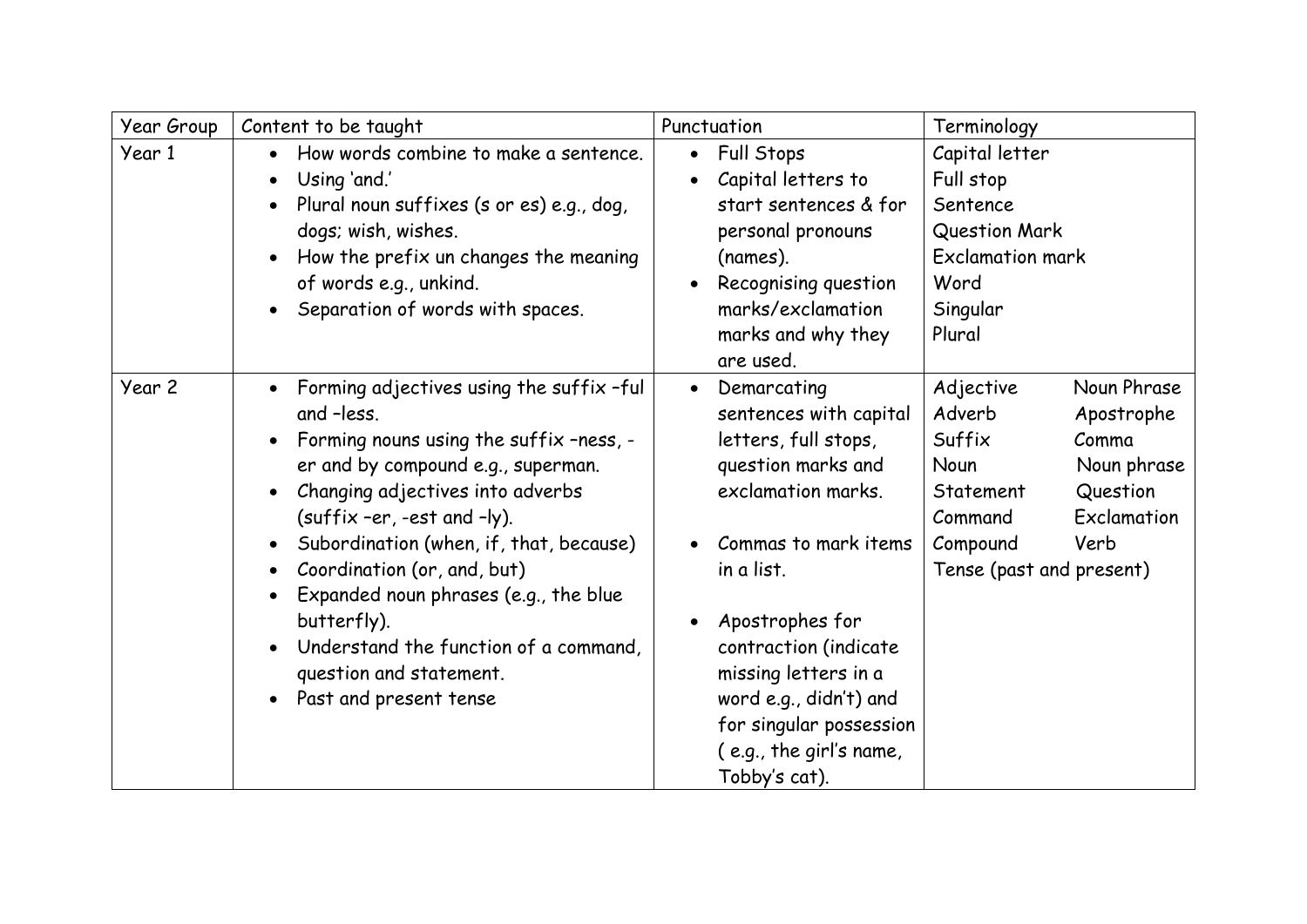| Year Group | Content to be taught | Punctuation | Terminology |
|---|---|---|---|
| Year 1 | • How words combine to make a sentence.<br>• Using 'and.'<br>• Plural noun suffixes (s or es) e.g., dog, dogs; wish, wishes.<br>• How the prefix un changes the meaning of words e.g., unkind.<br>• Separation of words with spaces. | • Full Stops<br>• Capital letters to start sentences & for personal pronouns (names).<br>• Recognising question marks/exclamation marks and why they are used. | Capital letter<br>Full stop<br>Sentence<br>Question Mark<br>Exclamation mark<br>Word<br>Singular<br>Plural |
| Year 2 | • Forming adjectives using the suffix –ful and –less.<br>• Forming nouns using the suffix –ness, -er and by compound e.g., superman.<br>• Changing adjectives into adverbs (suffix –er, -est and –ly).<br>• Subordination (when, if, that, because)<br>• Coordination (or, and, but)<br>• Expanded noun phrases (e.g., the blue butterfly).<br>• Understand the function of a command, question and statement.<br>• Past and present tense | • Demarcating sentences with capital letters, full stops, question marks and exclamation marks.<br>• Commas to mark items in a list.<br>• Apostrophes for contraction (indicate missing letters in a word e.g., didn't) and for singular possession ( e.g., the girl's name, Tobby's cat). | Adjective Noun Phrase<br>Adverb Apostrophe<br>Suffix Comma<br>Noun Noun phrase<br>Statement Question<br>Command Exclamation<br>Compound Verb<br>Tense (past and present) |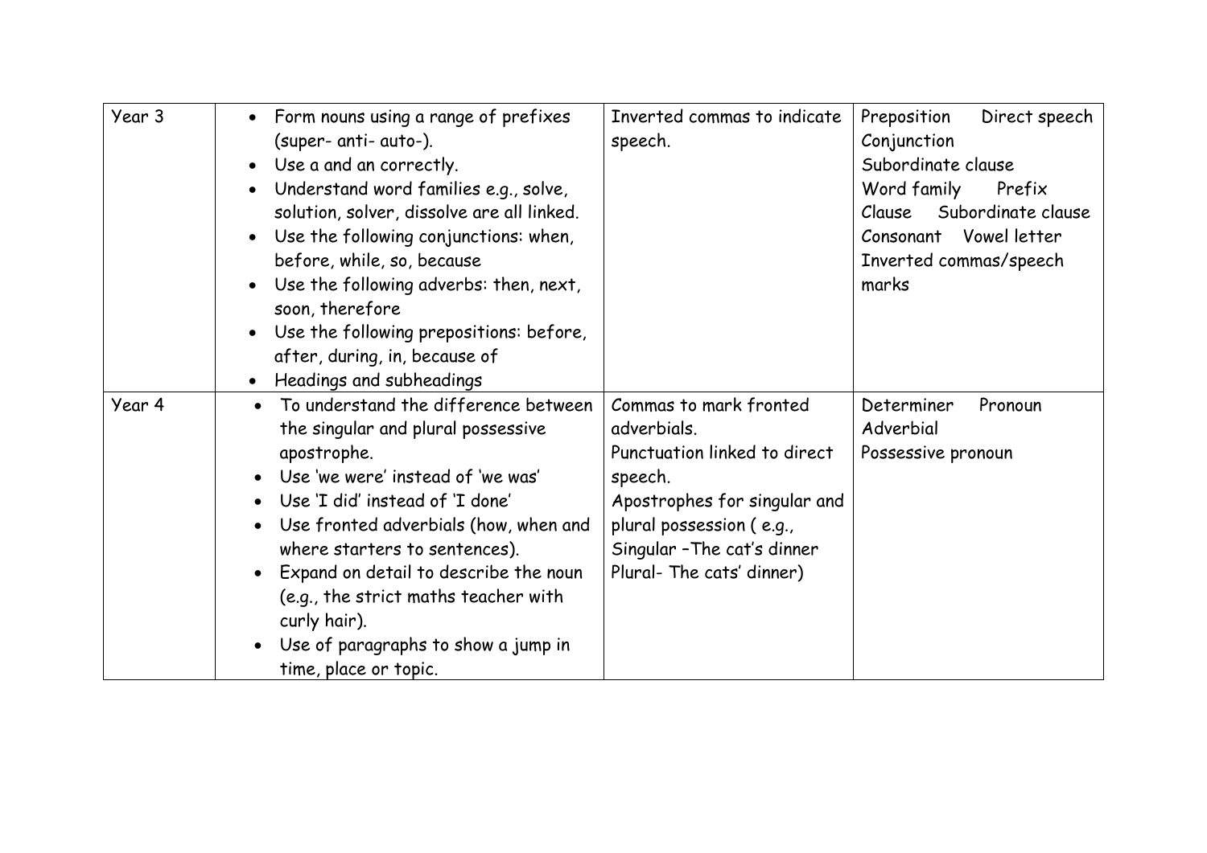| Year 3 | <ul><li>Form nouns using a range of prefixes (super- anti- auto-).</li><li>Use a and an correctly.</li><li>Understand word families e.g., solve, solution, solver, dissolve are all linked.</li><li>Use the following conjunctions: when, before, while, so, because</li><li>Use the following adverbs: then, next, soon, therefore</li><li>Use the following prepositions: before, after, during, in, because of</li><li>Headings and subheadings</li></ul> | Inverted commas to indicate speech. | Preposition Direct speech<br>Conjunction<br>Subordinate clause<br>Word family Prefix<br>Clause Subordinate clause<br>Consonant Vowel letter<br>Inverted commas/speech marks |
|---|---|---|---|
| Year 4 | <ul><li>To understand the difference between the singular and plural possessive apostrophe.</li><li>Use 'we were' instead of 'we was'</li><li>Use 'I did' instead of 'I done'</li><li>Use fronted adverbials (how, when and where starters to sentences).</li><li>Expand on detail to describe the noun (e.g., the strict maths teacher with curly hair).</li><li>Use of paragraphs to show a jump in time, place or topic.</li></ul> | Commas to mark fronted adverbials.<br>Punctuation linked to direct speech.<br>Apostrophes for singular and plural possession ( e.g., Singular –The cat's dinner Plural- The cats' dinner) | Determiner Pronoun<br>Adverbial<br>Possessive pronoun |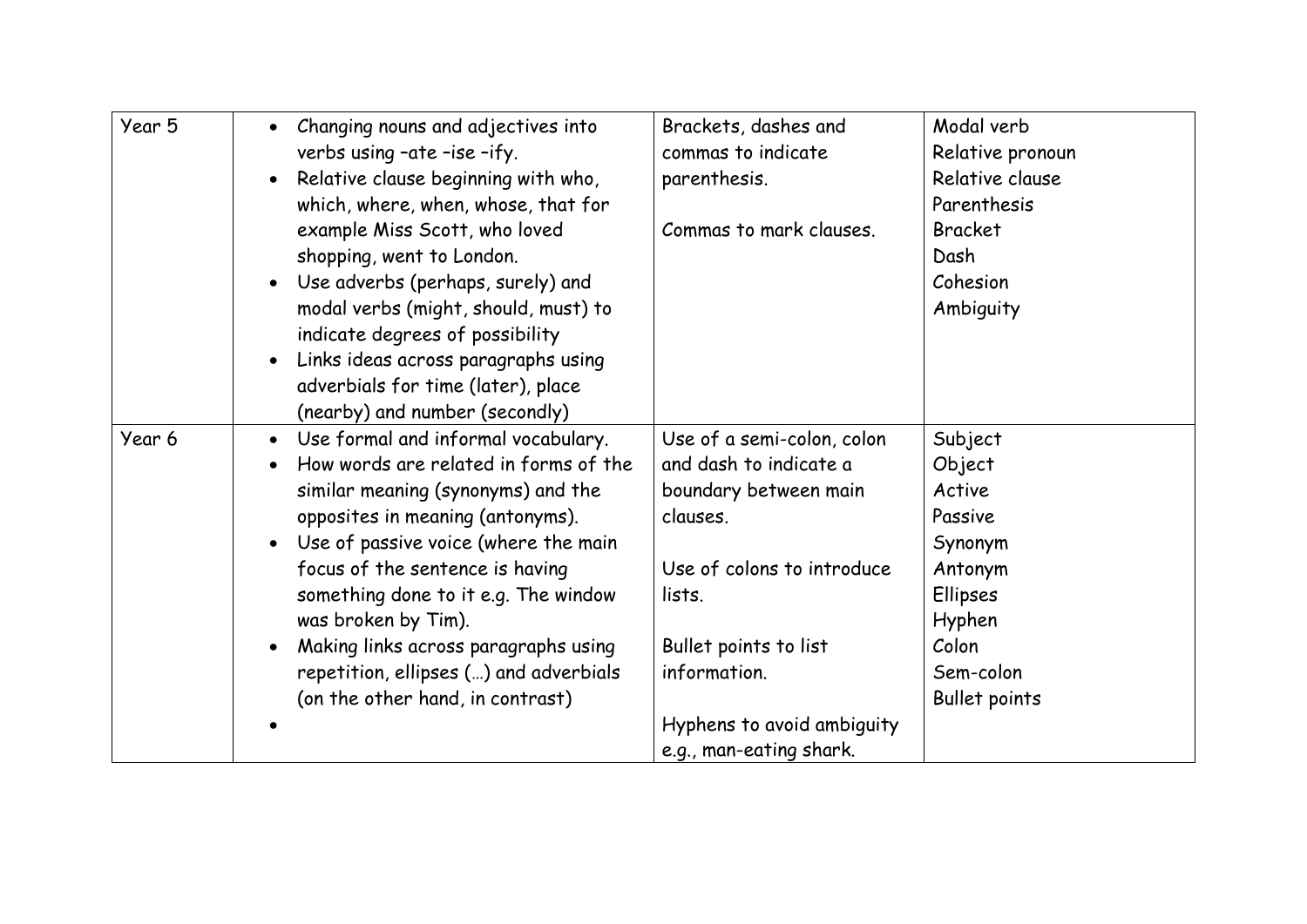| | | | |
|---|---|---|---|
| Year 5 | • Changing nouns and adjectives into verbs using –ate –ise –ify.<br>• Relative clause beginning with who, which, where, when, whose, that for example Miss Scott, who loved shopping, went to London.<br>• Use adverbs (perhaps, surely) and modal verbs (might, should, must) to indicate degrees of possibility<br>• Links ideas across paragraphs using adverbials for time (later), place (nearby) and number (secondly) | Brackets, dashes and commas to indicate parenthesis.<br><br>Commas to mark clauses. | Modal verb<br>Relative pronoun<br>Relative clause<br>Parenthesis<br>Bracket<br>Dash<br>Cohesion<br>Ambiguity |
| Year 6 | • Use formal and informal vocabulary.<br>• How words are related in forms of the similar meaning (synonyms) and the opposites in meaning (antonyms).<br>• Use of passive voice (where the main focus of the sentence is having something done to it e.g. The window was broken by Tim).<br>• Making links across paragraphs using repetition, ellipses (…) and adverbials (on the other hand, in contrast)<br>• | Use of a semi-colon, colon and dash to indicate a boundary between main clauses.<br><br>Use of colons to introduce lists.<br><br>Bullet points to list information.<br><br>Hyphens to avoid ambiguity e.g., man-eating shark. | Subject<br>Object<br>Active<br>Passive<br>Synonym<br>Antonym<br>Ellipses<br>Hyphen<br>Colon<br>Sem-colon<br>Bullet points |